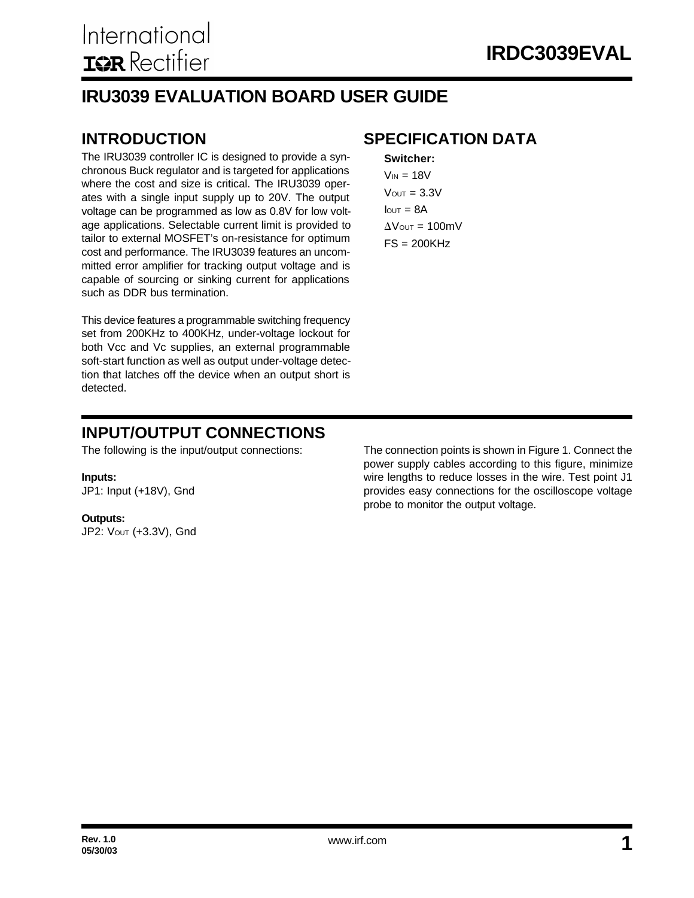# IRDC3039EVAL

## IRU3039 EVALUATION BOARD USER GUIDE

## INTRODUCTION

The IRU3039 controller IC is designed to provide a synchronous Buck regulator and is targeted for applications where the cost and size is critical. The IRU3039 operates with a single input supply up to 20V. The output voltage can be programmed as low as 0.8V for low voltage applications. Selectable current limit is provided to tailor to external MOSFET's on-resistance for optimum cost and performance. The IRU3039 features an uncommitted error amplifier for tracking output voltage and is capable of sourcing or sinking current for applications such as DDR bus termination.

This device features a programmable switching frequency set from 200KHz to 400KHz, under-voltage lockout for both Vcc and Vc supplies, an external programmable soft-start function as well as output under-voltage detection that latches off the device when an output short is detected.

## SPECIFICATION DATA

**Switcher:**

$V_{IN}$ = 18V

$V_{OUT}$ = 3.3V

$I_{OUT}$ = 8A

$\Delta V_{OUT}$ = 100mV

FS = 200KHz

## INPUT/OUTPUT CONNECTIONS

The following is the input/output connections:

**Inputs:**
JP1: Input (+18V), Gnd

**Outputs:**
JP2: $V_{OUT}$ (+3.3V), Gnd

The connection points is shown in Figure 1. Connect the power supply cables according to this figure, minimize wire lengths to reduce losses in the wire. Test point J1 provides easy connections for the oscilloscope voltage probe to monitor the output voltage.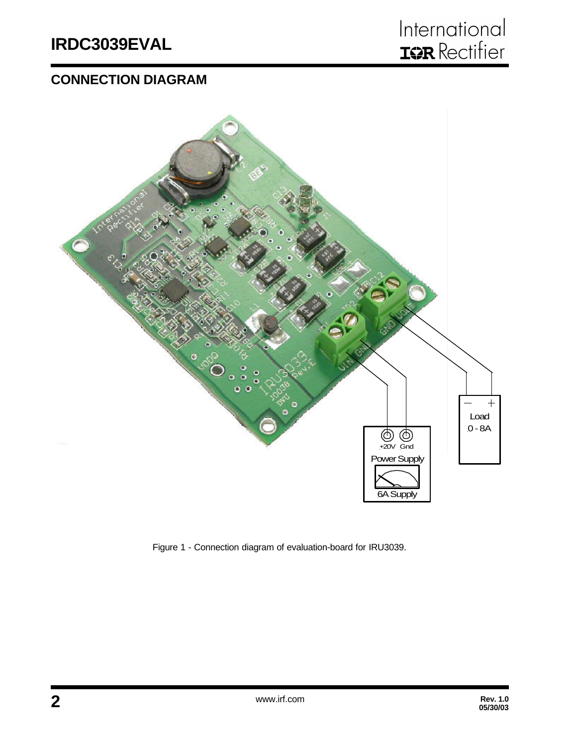## CONNECTION DIAGRAM

Figure 1 - Connection diagram of evaluation-board for IRU3039.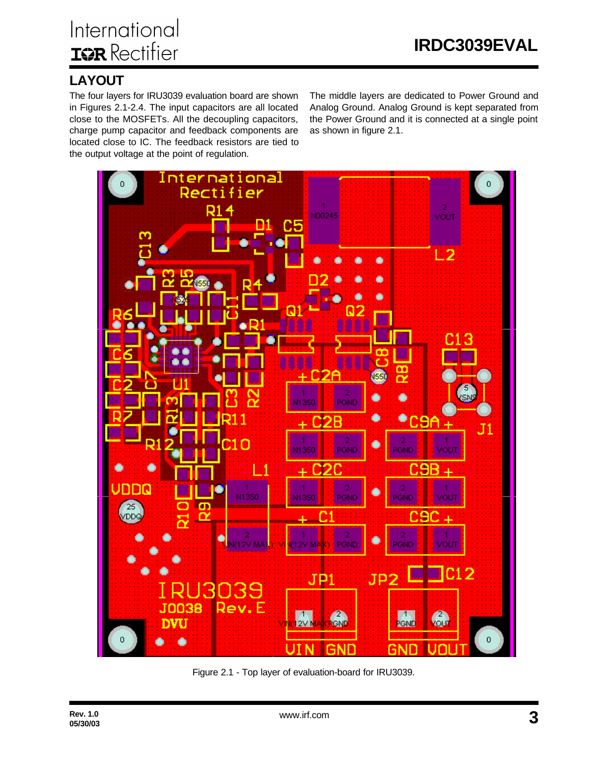## LAYOUT

The four layers for IRU3039 evaluation board are shown in Figures 2.1-2.4. The input capacitors are all located close to the MOSFETs. All the decoupling capacitors, charge pump capacitor and feedback components are located close to IC. The feedback resistors are tied to the output voltage at the point of regulation.

The middle layers are dedicated to Power Ground and Analog Ground. Analog Ground is kept separated from the Power Ground and it is connected at a single point as shown in figure 2.1.

Figure 2.1 - Top layer of evaluation-board for IRU3039.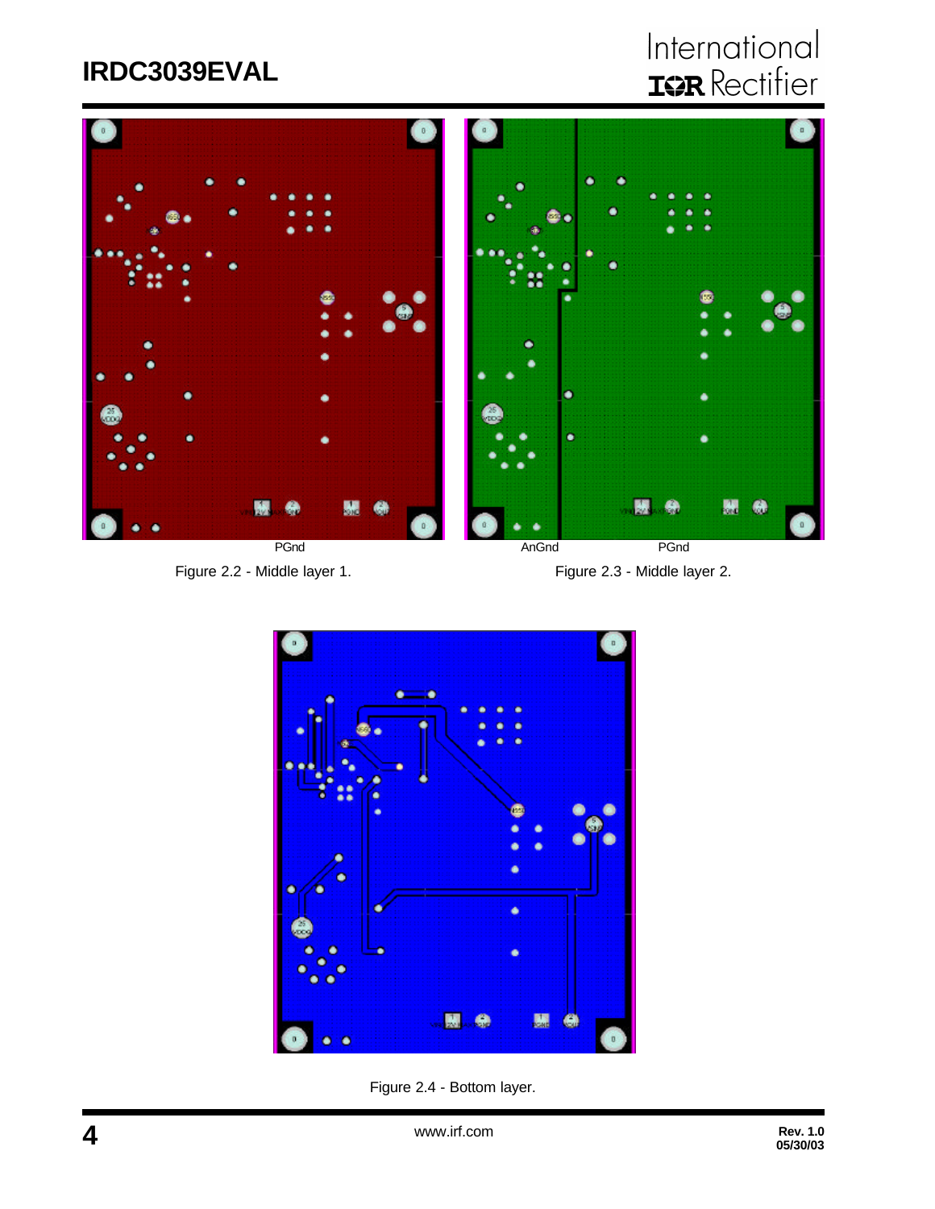PGnd

Figure 2.2 - Middle layer 1.

AnGnd PGnd

Figure 2.3 - Middle layer 2.

Figure 2.4 - Bottom layer.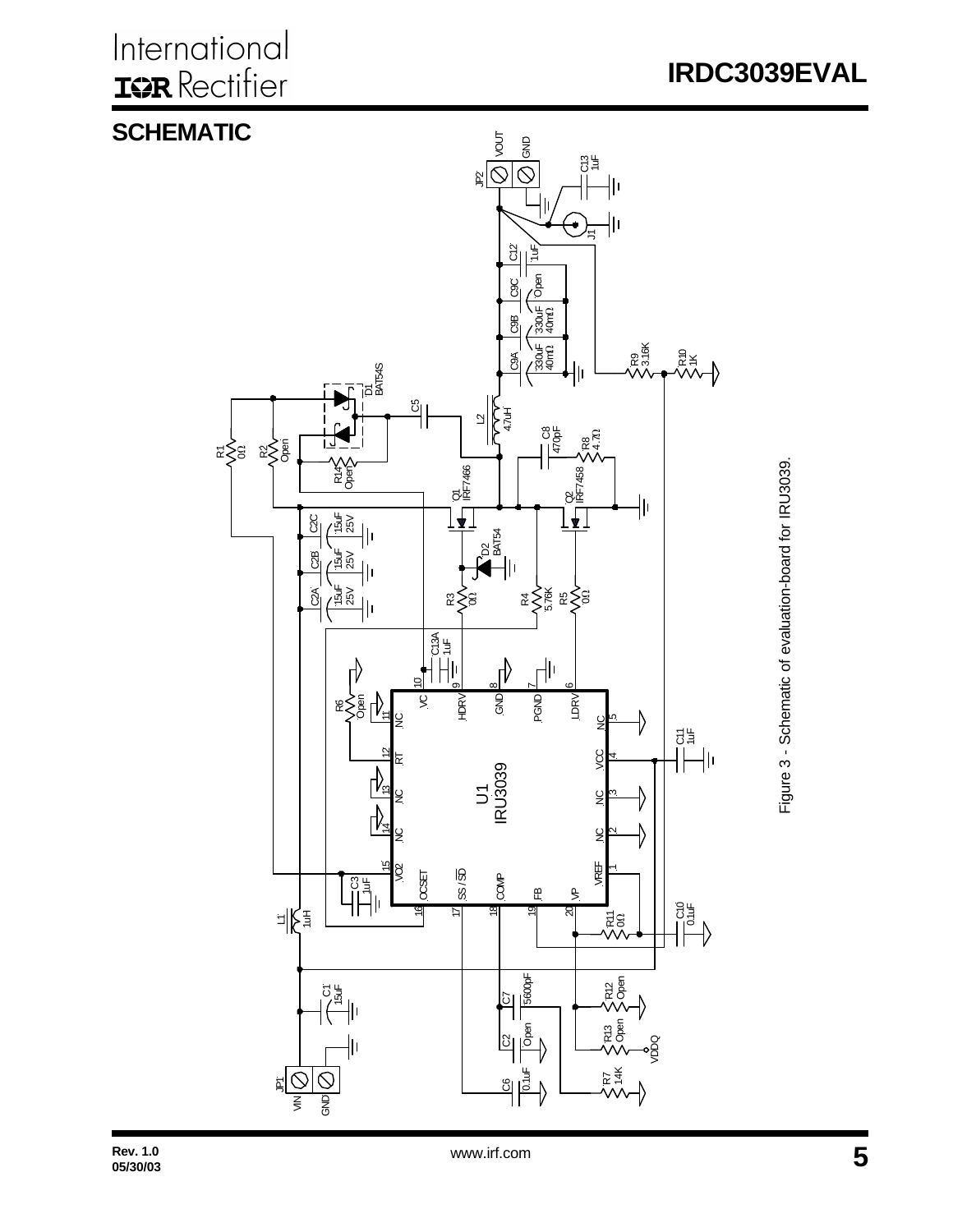## SCHEMATIC

Figure 3 - Schematic of evaluation-board for IRU3039.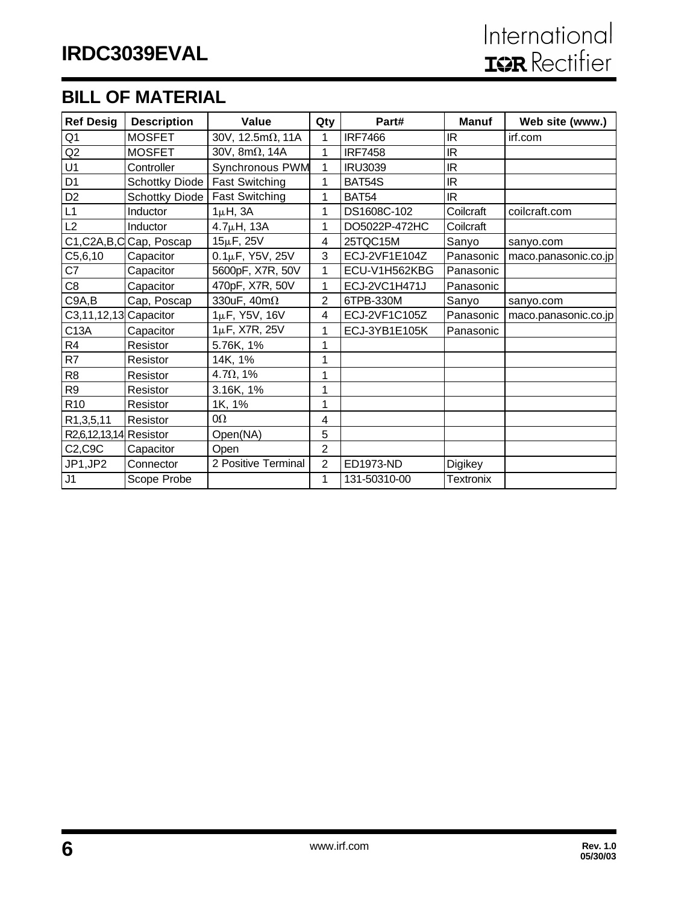## BILL OF MATERIAL

| Ref Desig | Description | Value | Qty | Part# | Manuf | Web site (www.) |
|---|---|---|---|---|---|---|
| Q1 | MOSFET | 30V, 12.5mΩ, 11A | 1 | IRF7466 | IR | irf.com |
| Q2 | MOSFET | 30V, 8mΩ, 14A | 1 | IRF7458 | IR | |
| U1 | Controller | Synchronous PWM | 1 | IRU3039 | IR | |
| D1 | Schottky Diode | Fast Switching | 1 | BAT54S | IR | |
| D2 | Schottky Diode | Fast Switching | 1 | BAT54 | IR | |
| L1 | Inductor | 1µH, 3A | 1 | DS1608C-102 | Coilcraft | coilcraft.com |
| L2 | Inductor | 4.7µH, 13A | 1 | DO5022P-472HC | Coilcraft | |
| C1,C2A,B,C | Cap, Poscap | 15µF, 25V | 4 | 25TQC15M | Sanyo | sanyo.com |
| C5,6,10 | Capacitor | 0.1µF, Y5V, 25V | 3 | ECJ-2VF1E104Z | Panasonic | maco.panasonic.co.jp |
| C7 | Capacitor | 5600pF, X7R, 50V | 1 | ECU-V1H562KBG | Panasonic | |
| C8 | Capacitor | 470pF, X7R, 50V | 1 | ECJ-2VC1H471J | Panasonic | |
| C9A,B | Cap, Poscap | 330uF, 40mΩ | 2 | 6TPB-330M | Sanyo | sanyo.com |
| C3,11,12,13 | Capacitor | 1µF, Y5V, 16V | 4 | ECJ-2VF1C105Z | Panasonic | maco.panasonic.co.jp |
| C13A | Capacitor | 1µF, X7R, 25V | 1 | ECJ-3YB1E105K | Panasonic | |
| R4 | Resistor | 5.76K, 1% | 1 | | | |
| R7 | Resistor | 14K, 1% | 1 | | | |
| R8 | Resistor | 4.7Ω, 1% | 1 | | | |
| R9 | Resistor | 3.16K, 1% | 1 | | | |
| R10 | Resistor | 1K, 1% | 1 | | | |
| R1,3,5,11 | Resistor | 0Ω | 4 | | | |
| R2,6,12,13,14 | Resistor | Open(NA) | 5 | | | |
| C2,C9C | Capacitor | Open | 2 | | | |
| JP1,JP2 | Connector | 2 Positive Terminal | 2 | ED1973-ND | Digikey | |
| J1 | Scope Probe | | 1 | 131-50310-00 | Textronix | |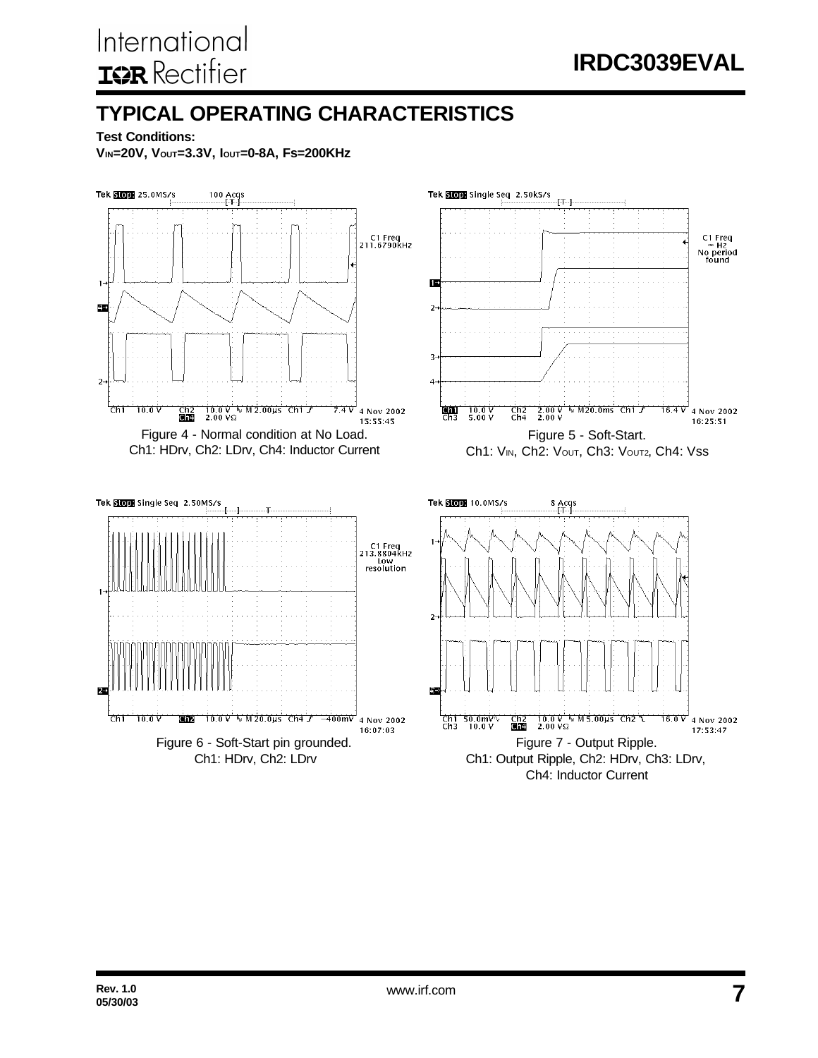## TYPICAL OPERATING CHARACTERISTICS

**Test Conditions:**

**$V_{IN}$=20V, $V_{OUT}$=3.3V, $I_{OUT}$=0-8A, Fs=200KHz**

Figure 4 - Normal condition at No Load.
Ch1: HDrv, Ch2: LDrv, Ch4: Inductor Current

Figure 5 - Soft-Start.
Ch1: $V_{IN}$, Ch2: $V_{OUT}$, Ch3: $V_{OUT2}$, Ch4: Vss

Figure 6 - Soft-Start pin grounded.
Ch1: HDrv, Ch2: LDrv

Figure 7 - Output Ripple.
Ch1: Output Ripple, Ch2: HDrv, Ch3: LDrv,
Ch4: Inductor Current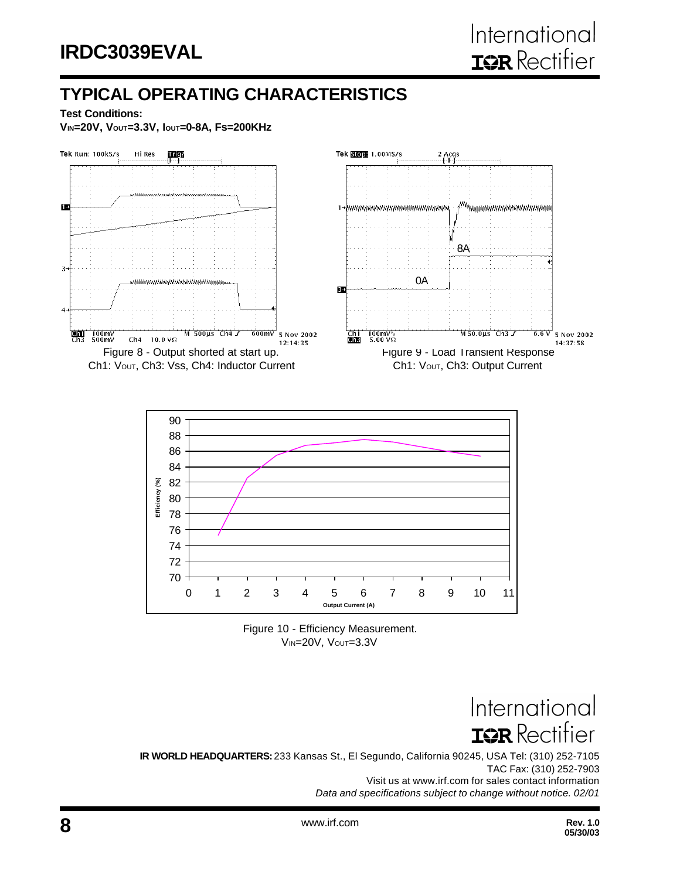## TYPICAL OPERATING CHARACTERISTICS

**Test Conditions:**
**$V_{IN}$=20V, $V_{OUT}$=3.3V, $I_{OUT}$=0-8A, Fs=200KHz**

Tek Run: 100kS/s Hi Res Trig?

Ch1 100mV
Ch3 500mV Ch4 10.0 VΩ M 500µs Ch4 ƒ 600mV 5 Nov 2002 12:14:35

Figure 8 - Output shorted at start up.
Ch1: $V_{OUT}$, Ch3: Vss, Ch4: Inductor Current

Tek Stop: 1.00MS/s 2 Acqs

8A

0A

Ch1 100mV
Ch3 5.00 VΩ M 50.0µs Ch3 ƒ 6.6 V 5 Nov 2002 14:37:58

Figure 9 - Load Transient Response
Ch1: $V_{OUT}$, Ch3: Output Current

Efficiency (%)

90, 88, 86, 84, 82, 80, 78, 76, 74, 72, 70

0, 1, 2, 3, 4, 5, 6, 7, 8, 9, 10, 11

Output Current (A)

Figure 10 - Efficiency Measurement.
$V_{IN}$=20V, $V_{OUT}$=3.3V

**IR WORLD HEADQUARTERS:** 233 Kansas St., El Segundo, California 90245, USA Tel: (310) 252-7105
TAC Fax: (310) 252-7903
Visit us at www.irf.com for sales contact information
*Data and specifications subject to change without notice. 02/01*